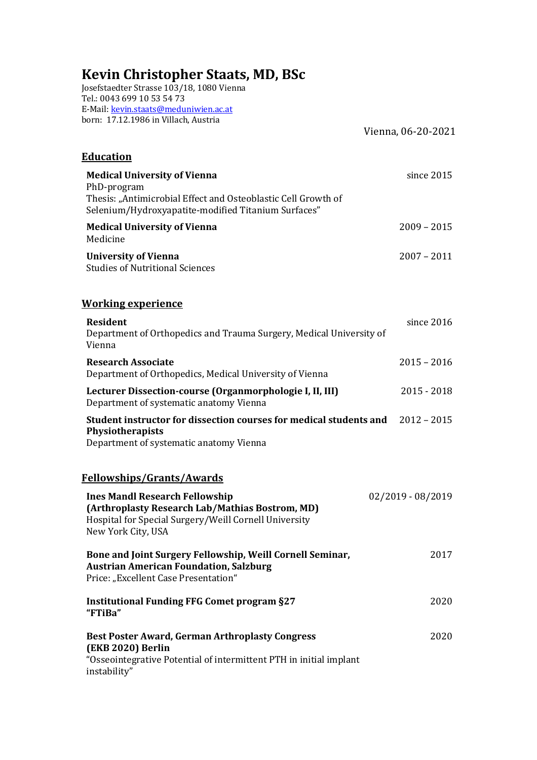# Kevin Christopher Staats, MD, BSc

Josefstaedter Strasse 103/18, 1080 Vienna
Tel.: 0043 699 10 53 54 73
E-Mail: kevin.staats@meduniwien.ac.at
born: 17.12.1986 in Villach, Austria

Vienna, 06-20-2021

## Education

**Medical University of Vienna** — since 2015
PhD-program
Thesis: „Antimicrobial Effect and Osteoblastic Cell Growth of Selenium/Hydroxyapatite-modified Titanium Surfaces"

**Medical University of Vienna** — 2009 – 2015
Medicine

**University of Vienna** — 2007 – 2011
Studies of Nutritional Sciences

## Working experience

**Resident** — since 2016
Department of Orthopedics and Trauma Surgery, Medical University of Vienna

**Research Associate** — 2015 – 2016
Department of Orthopedics, Medical University of Vienna

**Lecturer Dissection-course (Organmorphologie I, II, III)** — 2015 - 2018
Department of systematic anatomy Vienna

**Student instructor for dissection courses for medical students and Physiotherapists** — 2012 – 2015
Department of systematic anatomy Vienna

## Fellowships/Grants/Awards

**Ines Mandl Research Fellowship (Arthroplasty Research Lab/Mathias Bostrom, MD)** — 02/2019 - 08/2019
Hospital for Special Surgery/Weill Cornell University
New York City, USA

**Bone and Joint Surgery Fellowship, Weill Cornell Seminar, Austrian American Foundation, Salzburg** — 2017
Price: „Excellent Case Presentation"

**Institutional Funding FFG Comet program §27 "FTiBa"** — 2020

**Best Poster Award, German Arthroplasty Congress (EKB 2020) Berlin** — 2020
"Osseointegrative Potential of intermittent PTH in initial implant instability"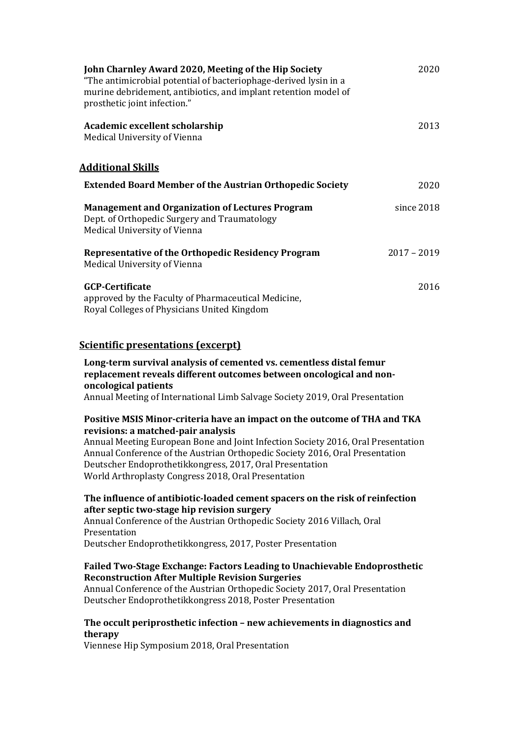**John Charnley Award 2020, Meeting of the Hip Society** 2020
"The antimicrobial potential of bacteriophage-derived lysin in a murine debridement, antibiotics, and implant retention model of prosthetic joint infection."

**Academic excellent scholarship** 2013
Medical University of Vienna

## Additional Skills

**Extended Board Member of the Austrian Orthopedic Society** 2020

**Management and Organization of Lectures Program** since 2018
Dept. of Orthopedic Surgery and Traumatology
Medical University of Vienna

**Representative of the Orthopedic Residency Program** 2017 – 2019
Medical University of Vienna

**GCP-Certificate** 2016
approved by the Faculty of Pharmaceutical Medicine,
Royal Colleges of Physicians United Kingdom

## Scientific presentations (excerpt)

**Long-term survival analysis of cemented vs. cementless distal femur replacement reveals different outcomes between oncological and non-oncological patients**
Annual Meeting of International Limb Salvage Society 2019, Oral Presentation

**Positive MSIS Minor-criteria have an impact on the outcome of THA and TKA revisions: a matched-pair analysis**
Annual Meeting European Bone and Joint Infection Society 2016, Oral Presentation
Annual Conference of the Austrian Orthopedic Society 2016, Oral Presentation
Deutscher Endoprothetikkongress, 2017, Oral Presentation
World Arthroplasty Congress 2018, Oral Presentation

**The influence of antibiotic-loaded cement spacers on the risk of reinfection after septic two-stage hip revision surgery**
Annual Conference of the Austrian Orthopedic Society 2016 Villach, Oral Presentation
Deutscher Endoprothetikkongress, 2017, Poster Presentation

**Failed Two-Stage Exchange: Factors Leading to Unachievable Endoprosthetic Reconstruction After Multiple Revision Surgeries**
Annual Conference of the Austrian Orthopedic Society 2017, Oral Presentation
Deutscher Endoprothetikkongress 2018, Poster Presentation

**The occult periprosthetic infection – new achievements in diagnostics and therapy**
Viennese Hip Symposium 2018, Oral Presentation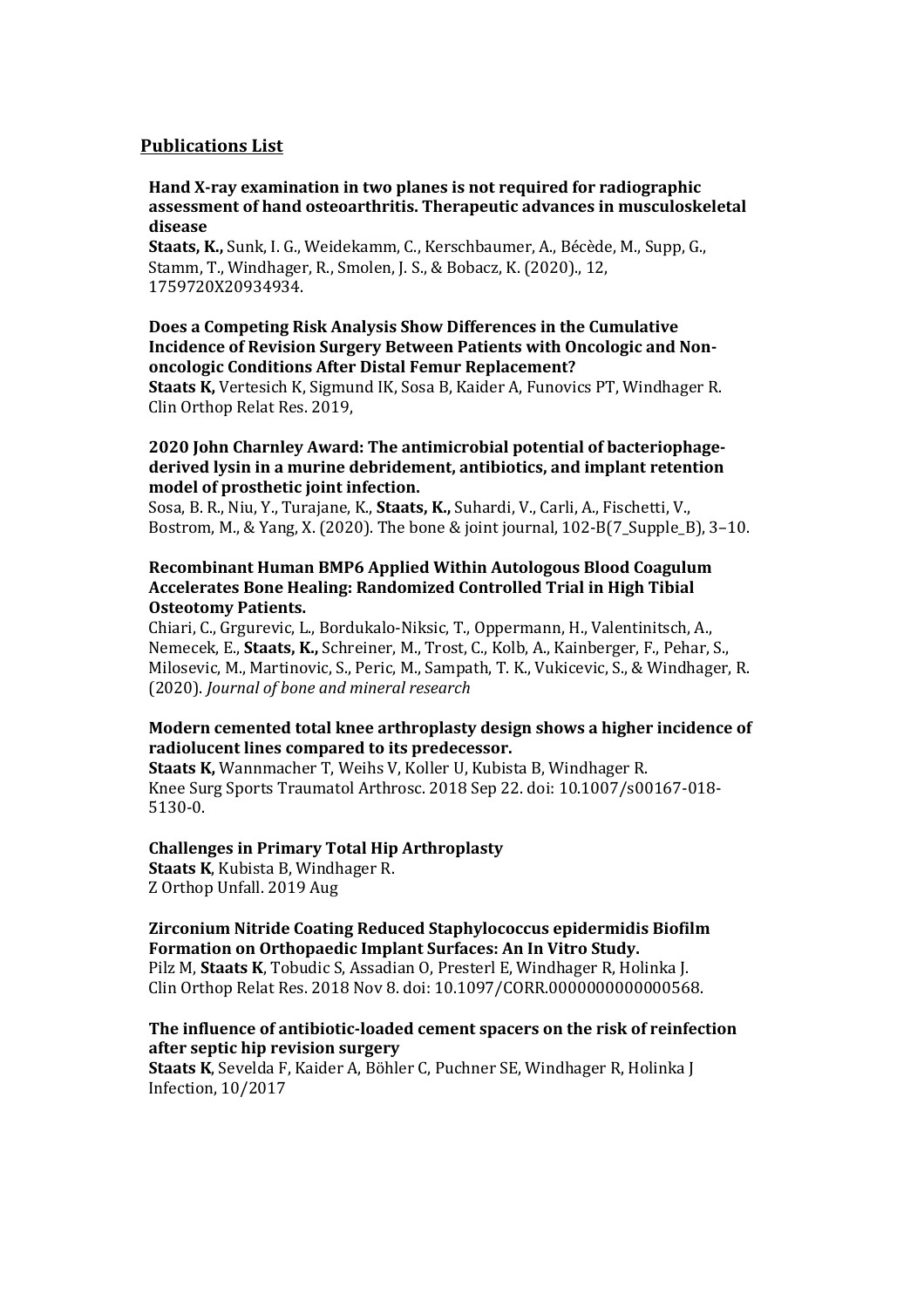## Publications List

**Hand X-ray examination in two planes is not required for radiographic assessment of hand osteoarthritis. Therapeutic advances in musculoskeletal disease**
**Staats, K.,** Sunk, I. G., Weidekamm, C., Kerschbaumer, A., Bécède, M., Supp, G., Stamm, T., Windhager, R., Smolen, J. S., & Bobacz, K. (2020)., 12, 1759720X20934934.

**Does a Competing Risk Analysis Show Differences in the Cumulative Incidence of Revision Surgery Between Patients with Oncologic and Non-oncologic Conditions After Distal Femur Replacement?**
**Staats K,** Vertesich K, Sigmund IK, Sosa B, Kaider A, Funovics PT, Windhager R. Clin Orthop Relat Res. 2019,

**2020 John Charnley Award: The antimicrobial potential of bacteriophage-derived lysin in a murine debridement, antibiotics, and implant retention model of prosthetic joint infection.**
Sosa, B. R., Niu, Y., Turajane, K., **Staats, K.,** Suhardi, V., Carli, A., Fischetti, V., Bostrom, M., & Yang, X. (2020). The bone & joint journal, 102-B(7_Supple_B), 3–10.

**Recombinant Human BMP6 Applied Within Autologous Blood Coagulum Accelerates Bone Healing: Randomized Controlled Trial in High Tibial Osteotomy Patients.**
Chiari, C., Grgurevic, L., Bordukalo-Niksic, T., Oppermann, H., Valentinitsch, A., Nemecek, E., **Staats, K.,** Schreiner, M., Trost, C., Kolb, A., Kainberger, F., Pehar, S., Milosevic, M., Martinovic, S., Peric, M., Sampath, T. K., Vukicevic, S., & Windhager, R. (2020). *Journal of bone and mineral research*

**Modern cemented total knee arthroplasty design shows a higher incidence of radiolucent lines compared to its predecessor.**
**Staats K,** Wannmacher T, Weihs V, Koller U, Kubista B, Windhager R. Knee Surg Sports Traumatol Arthrosc. 2018 Sep 22. doi: 10.1007/s00167-018-5130-0.

**Challenges in Primary Total Hip Arthroplasty**
**Staats K**, Kubista B, Windhager R. Z Orthop Unfall. 2019 Aug

**Zirconium Nitride Coating Reduced Staphylococcus epidermidis Biofilm Formation on Orthopaedic Implant Surfaces: An In Vitro Study.**
Pilz M, **Staats K**, Tobudic S, Assadian O, Presterl E, Windhager R, Holinka J. Clin Orthop Relat Res. 2018 Nov 8. doi: 10.1097/CORR.0000000000000568.

**The influence of antibiotic-loaded cement spacers on the risk of reinfection after septic hip revision surgery**
**Staats K**, Sevelda F, Kaider A, Böhler C, Puchner SE, Windhager R, Holinka J Infection, 10/2017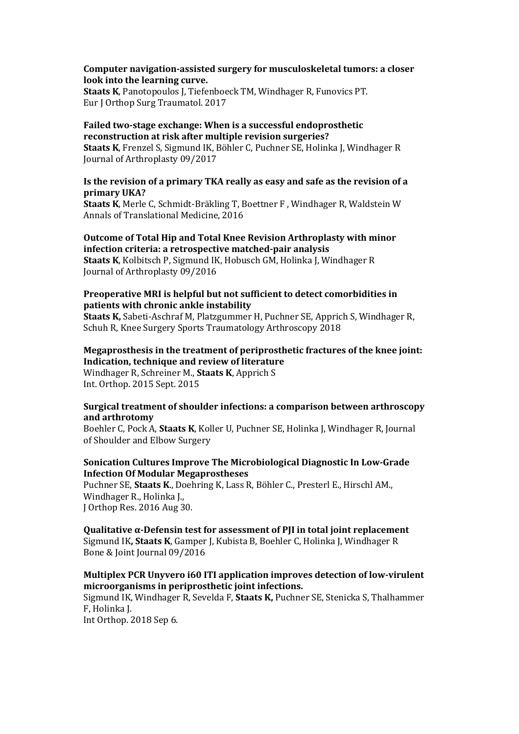**Computer navigation-assisted surgery for musculoskeletal tumors: a closer look into the learning curve.**
**Staats K**, Panotopoulos J, Tiefenboeck TM, Windhager R, Funovics PT.
Eur J Orthop Surg Traumatol. 2017

**Failed two-stage exchange: When is a successful endoprosthetic reconstruction at risk after multiple revision surgeries?**
**Staats K**, Frenzel S, Sigmund IK, Böhler C, Puchner SE, Holinka J, Windhager R
Journal of Arthroplasty 09/2017

**Is the revision of a primary TKA really as easy and safe as the revision of a primary UKA?**
**Staats K**, Merle C, Schmidt-Bräkling T, Boettner F , Windhager R, Waldstein W
Annals of Translational Medicine, 2016

**Outcome of Total Hip and Total Knee Revision Arthroplasty with minor infection criteria: a retrospective matched-pair analysis**
**Staats K**, Kolbitsch P, Sigmund IK, Hobusch GM, Holinka J, Windhager R
Journal of Arthroplasty 09/2016

**Preoperative MRI is helpful but not sufficient to detect comorbidities in patients with chronic ankle instability**
**Staats K,** Sabeti-Aschraf M, Platzgummer H, Puchner SE, Apprich S, Windhager R, Schuh R, Knee Surgery Sports Traumatology Arthroscopy 2018

**Megaprosthesis in the treatment of periprosthetic fractures of the knee joint: Indication, technique and review of literature**
Windhager R, Schreiner M., **Staats K**, Apprich S
Int. Orthop. 2015 Sept. 2015

**Surgical treatment of shoulder infections: a comparison between arthroscopy and arthrotomy**
Boehler C, Pock A, **Staats K**, Koller U, Puchner SE, Holinka J, Windhager R, Journal of Shoulder and Elbow Surgery

**Sonication Cultures Improve The Microbiological Diagnostic In Low-Grade Infection Of Modular Megaprostheses**
Puchner SE, **Staats K**., Doehring K, Lass R, Böhler C., Presterl E., Hirschl AM., Windhager R., Holinka J.,
J Orthop Res. 2016 Aug 30.

**Qualitative α-Defensin test for assessment of PJI in total joint replacement**
Sigmund IK**, Staats K**, Gamper J, Kubista B, Boehler C, Holinka J, Windhager R
Bone & Joint Journal 09/2016

**Multiplex PCR Unyvero i60 ITI application improves detection of low-virulent microorganisms in periprosthetic joint infections.**
Sigmund IK, Windhager R, Sevelda F, **Staats K,** Puchner SE, Stenicka S, Thalhammer F, Holinka J.
Int Orthop. 2018 Sep 6.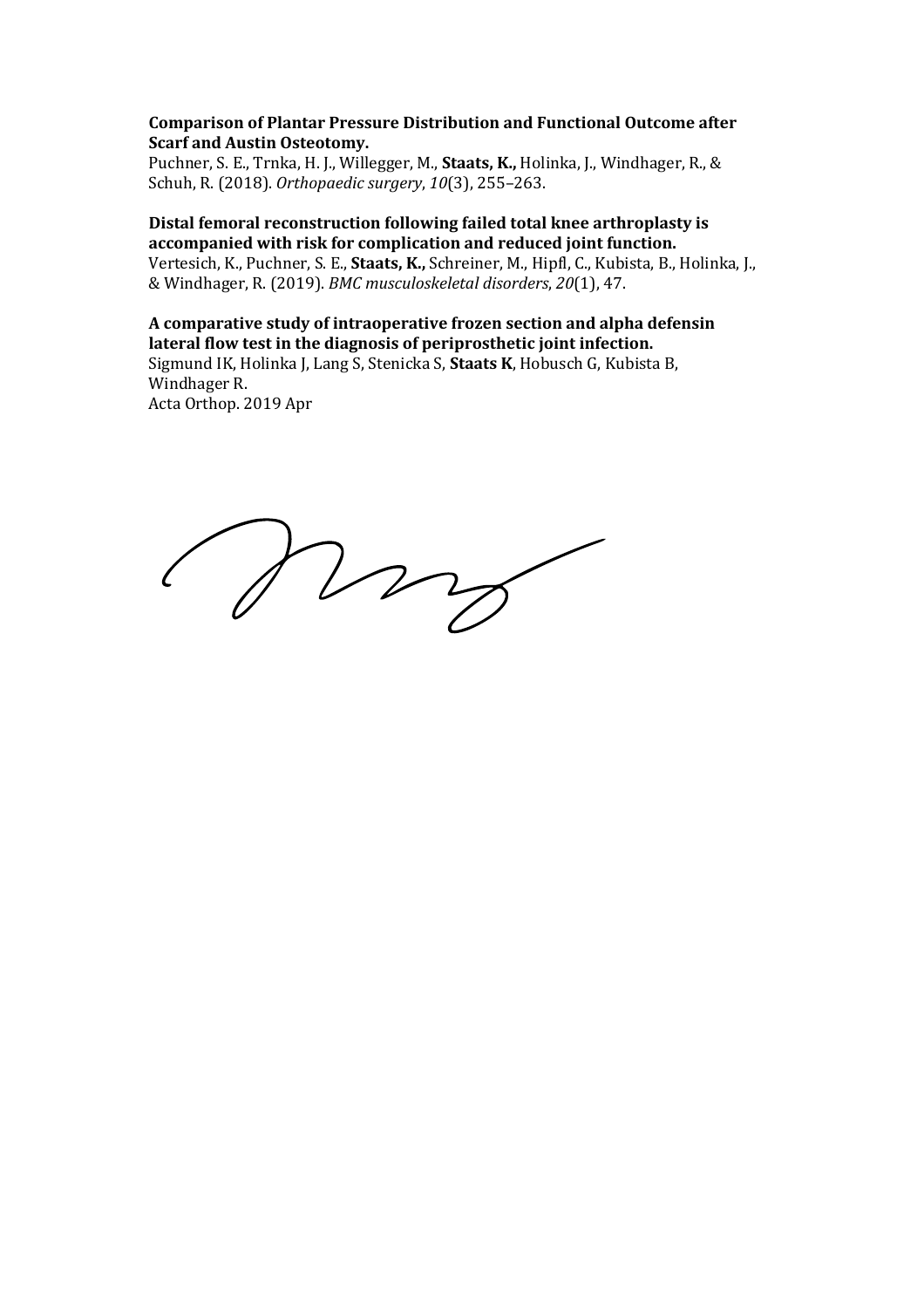**Comparison of Plantar Pressure Distribution and Functional Outcome after Scarf and Austin Osteotomy.**
Puchner, S. E., Trnka, H. J., Willegger, M., **Staats, K.,** Holinka, J., Windhager, R., & Schuh, R. (2018). *Orthopaedic surgery*, *10*(3), 255–263.

**Distal femoral reconstruction following failed total knee arthroplasty is accompanied with risk for complication and reduced joint function.**
Vertesich, K., Puchner, S. E., **Staats, K.,** Schreiner, M., Hipfl, C., Kubista, B., Holinka, J., & Windhager, R. (2019). *BMC musculoskeletal disorders*, *20*(1), 47.

**A comparative study of intraoperative frozen section and alpha defensin lateral flow test in the diagnosis of periprosthetic joint infection.**
Sigmund IK, Holinka J, Lang S, Stenicka S, **Staats K**, Hobusch G, Kubista B, Windhager R.
Acta Orthop. 2019 Apr